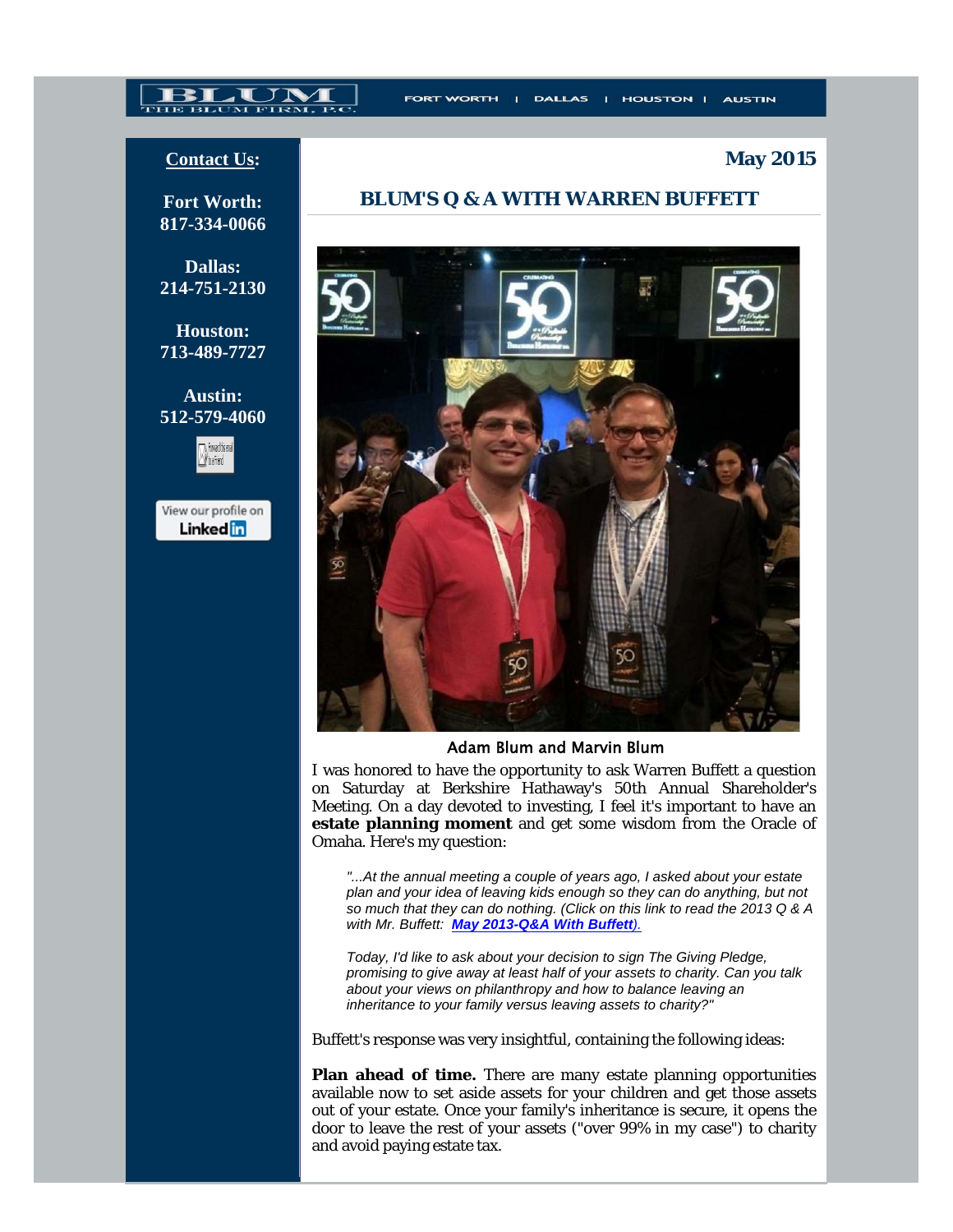**Contact Us:**

**Fort Worth:**
**817-334-0066**

**Dallas:**
**214-751-2130**

**Houston:**
**713-489-7727**

**Austin:**
**512-579-4060**

View our profile on LinkedIn

FORT WORTH | DALLAS | HOUSTON | AUSTIN

**May 2015**

## BLUM'S Q & A WITH WARREN BUFFETT

Adam Blum and Marvin Blum

I was honored to have the opportunity to ask Warren Buffett a question on Saturday at Berkshire Hathaway's 50th Annual Shareholder's Meeting. On a day devoted to investing, I feel it's important to have an **estate planning moment** and get some wisdom from the Oracle of Omaha. Here's my question:

> *"...At the annual meeting a couple of years ago, I asked about your estate plan and your idea of leaving kids enough so they can do anything, but not so much that they can do nothing. (Click on this link to read the 2013 Q & A with Mr. Buffett: **May 2013-Q&A With Buffett**).*
>
> *Today, I'd like to ask about your decision to sign The Giving Pledge, promising to give away at least half of your assets to charity. Can you talk about your views on philanthropy and how to balance leaving an inheritance to your family versus leaving assets to charity?"*

Buffett's response was very insightful, containing the following ideas:

**Plan ahead of time.** There are many estate planning opportunities available now to set aside assets for your children and get those assets out of your estate. Once your family's inheritance is secure, it opens the door to leave the rest of your assets ("over 99% in my case") to charity and avoid paying estate tax.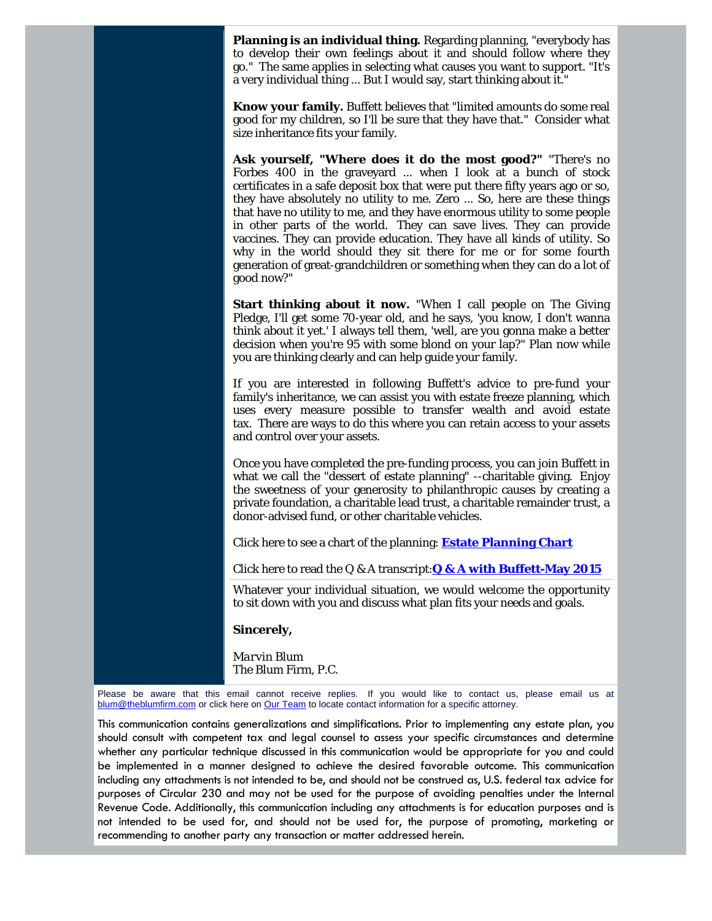**Planning is an individual thing.** Regarding planning, "everybody has to develop their own feelings about it and should follow where they go." The same applies in selecting what causes you want to support. "It's a very individual thing ... But I would say, start thinking about it."

**Know your family.** Buffett believes that "limited amounts do some real good for my children, so I'll be sure that they have that." Consider what size inheritance fits your family.

**Ask yourself, "Where does it do the most good?"** "There's no Forbes 400 in the graveyard ... when I look at a bunch of stock certificates in a safe deposit box that were put there fifty years ago or so, they have absolutely no utility to me. Zero ... So, here are these things that have no utility to me, and they have enormous utility to some people in other parts of the world. They can save lives. They can provide vaccines. They can provide education. They have all kinds of utility. So why in the world should they sit there for me or for some fourth generation of great-grandchildren or something when they can do a lot of good now?"

**Start thinking about it now.** "When I call people on The Giving Pledge, I'll get some 70-year old, and he says, 'you know, I don't wanna think about it yet.' I always tell them, 'well, are you gonna make a better decision when you're 95 with some blond on your lap?" Plan now while you are thinking clearly and can help guide your family.

If you are interested in following Buffett's advice to pre-fund your family's inheritance, we can assist you with estate freeze planning, which uses every measure possible to transfer wealth and avoid estate tax. There are ways to do this where you can retain access to your assets and control over your assets.

Once you have completed the pre-funding process, you can join Buffett in what we call the "dessert of estate planning" --charitable giving. Enjoy the sweetness of your generosity to philanthropic causes by creating a private foundation, a charitable lead trust, a charitable remainder trust, a donor-advised fund, or other charitable vehicles.

Click here to see a chart of the planning: **Estate Planning Chart**

Click here to read the Q & A transcript:**Q & A with Buffett-May 2015**

Whatever your individual situation, we would welcome the opportunity to sit down with you and discuss what plan fits your needs and goals.

**Sincerely,**

*Marvin Blum*
The Blum Firm, P.C.

Please be aware that this email cannot receive replies. If you would like to contact us, please email us at blum@theblumfirm.com or click here on Our Team to locate contact information for a specific attorney.

This communication contains generalizations and simplifications. Prior to implementing any estate plan, you should consult with competent tax and legal counsel to assess your specific circumstances and determine whether any particular technique discussed in this communication would be appropriate for you and could be implemented in a manner designed to achieve the desired favorable outcome. This communication including any attachments is not intended to be, and should not be construed as, U.S. federal tax advice for purposes of Circular 230 and may not be used for the purpose of avoiding penalties under the Internal Revenue Code. Additionally, this communication including any attachments is for education purposes and is not intended to be used for, and should not be used for, the purpose of promoting, marketing or recommending to another party any transaction or matter addressed herein.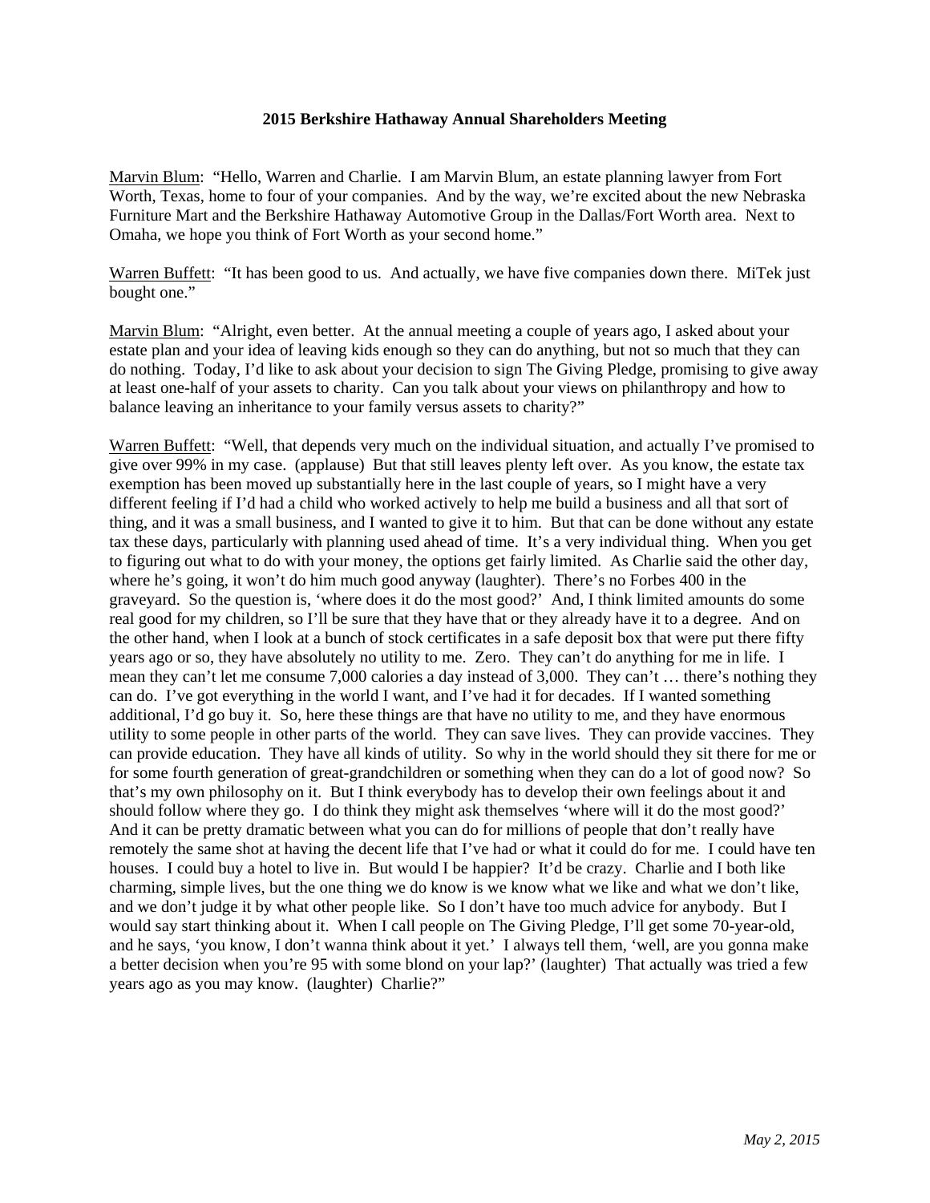**2015 Berkshire Hathaway Annual Shareholders Meeting**

Marvin Blum: "Hello, Warren and Charlie. I am Marvin Blum, an estate planning lawyer from Fort Worth, Texas, home to four of your companies. And by the way, we're excited about the new Nebraska Furniture Mart and the Berkshire Hathaway Automotive Group in the Dallas/Fort Worth area. Next to Omaha, we hope you think of Fort Worth as your second home."

Warren Buffett: "It has been good to us. And actually, we have five companies down there. MiTek just bought one."

Marvin Blum: "Alright, even better. At the annual meeting a couple of years ago, I asked about your estate plan and your idea of leaving kids enough so they can do anything, but not so much that they can do nothing. Today, I'd like to ask about your decision to sign The Giving Pledge, promising to give away at least one-half of your assets to charity. Can you talk about your views on philanthropy and how to balance leaving an inheritance to your family versus assets to charity?"

Warren Buffett: "Well, that depends very much on the individual situation, and actually I've promised to give over 99% in my case. (applause) But that still leaves plenty left over. As you know, the estate tax exemption has been moved up substantially here in the last couple of years, so I might have a very different feeling if I'd had a child who worked actively to help me build a business and all that sort of thing, and it was a small business, and I wanted to give it to him. But that can be done without any estate tax these days, particularly with planning used ahead of time. It's a very individual thing. When you get to figuring out what to do with your money, the options get fairly limited. As Charlie said the other day, where he's going, it won't do him much good anyway (laughter). There's no Forbes 400 in the graveyard. So the question is, 'where does it do the most good?' And, I think limited amounts do some real good for my children, so I'll be sure that they have that or they already have it to a degree. And on the other hand, when I look at a bunch of stock certificates in a safe deposit box that were put there fifty years ago or so, they have absolutely no utility to me. Zero. They can't do anything for me in life. I mean they can't let me consume 7,000 calories a day instead of 3,000. They can't … there's nothing they can do. I've got everything in the world I want, and I've had it for decades. If I wanted something additional, I'd go buy it. So, here these things are that have no utility to me, and they have enormous utility to some people in other parts of the world. They can save lives. They can provide vaccines. They can provide education. They have all kinds of utility. So why in the world should they sit there for me or for some fourth generation of great-grandchildren or something when they can do a lot of good now? So that's my own philosophy on it. But I think everybody has to develop their own feelings about it and should follow where they go. I do think they might ask themselves 'where will it do the most good?' And it can be pretty dramatic between what you can do for millions of people that don't really have remotely the same shot at having the decent life that I've had or what it could do for me. I could have ten houses. I could buy a hotel to live in. But would I be happier? It'd be crazy. Charlie and I both like charming, simple lives, but the one thing we do know is we know what we like and what we don't like, and we don't judge it by what other people like. So I don't have too much advice for anybody. But I would say start thinking about it. When I call people on The Giving Pledge, I'll get some 70-year-old, and he says, 'you know, I don't wanna think about it yet.' I always tell them, 'well, are you gonna make a better decision when you're 95 with some blond on your lap?' (laughter) That actually was tried a few years ago as you may know. (laughter) Charlie?"

*May 2, 2015*